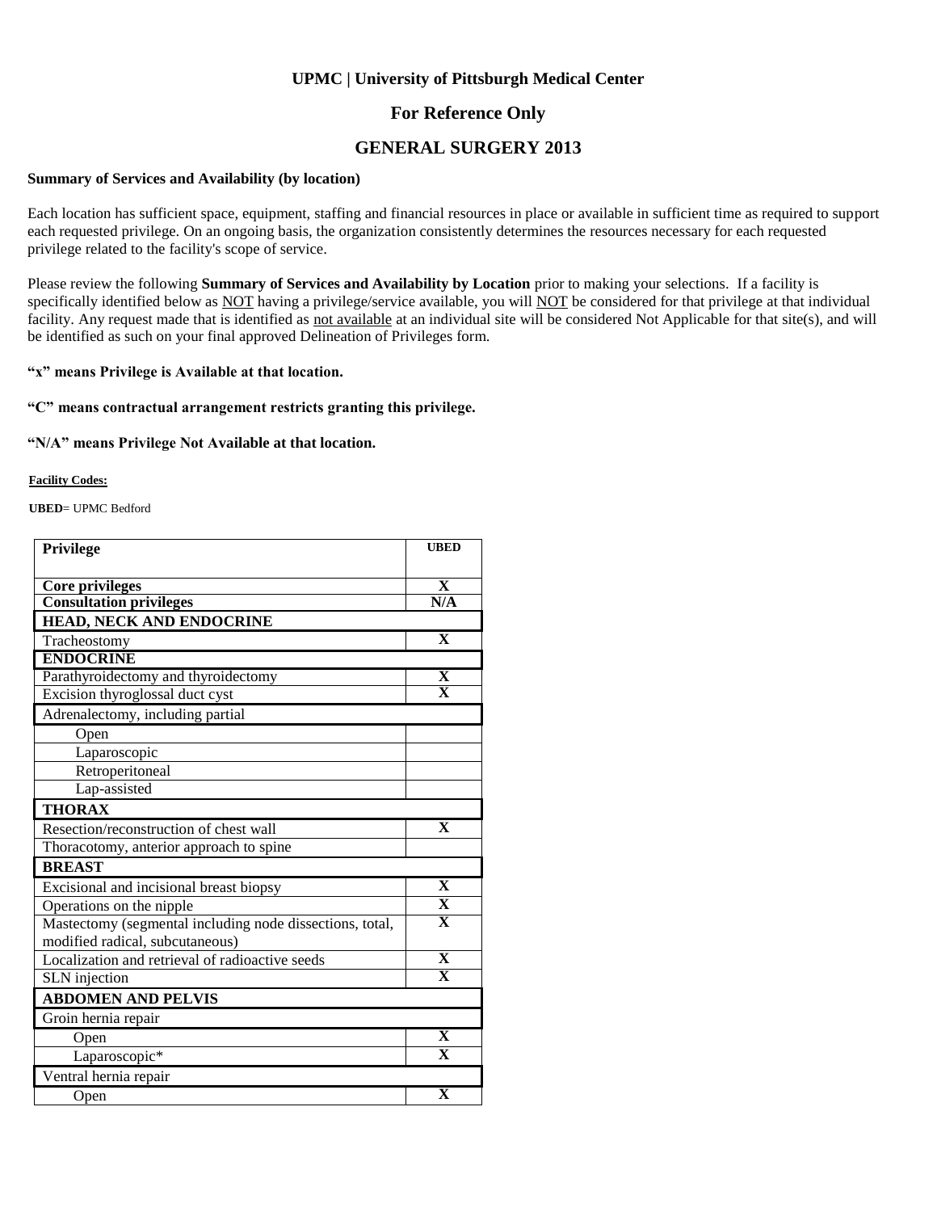# UPMC | University of Pittsburgh Medical Center

## For Reference Only

## GENERAL SURGERY 2013

**Summary of Services and Availability (by location)**

Each location has sufficient space, equipment, staffing and financial resources in place or available in sufficient time as required to support each requested privilege. On an ongoing basis, the organization consistently determines the resources necessary for each requested privilege related to the facility's scope of service.

Please review the following **Summary of Services and Availability by Location** prior to making your selections. If a facility is specifically identified below as NOT having a privilege/service available, you will NOT be considered for that privilege at that individual facility. Any request made that is identified as not available at an individual site will be considered Not Applicable for that site(s), and will be identified as such on your final approved Delineation of Privileges form.

**"x" means Privilege is Available at that location.**

**"C" means contractual arrangement restricts granting this privilege.**

**"N/A" means Privilege Not Available at that location.**

**Facility Codes:**

**UBED**= UPMC Bedford

| Privilege | UBED |
|---|---|
| **Core privileges** | X |
| **Consultation privileges** | N/A |
| **HEAD, NECK AND ENDOCRINE** | |
| Tracheostomy | X |
| **ENDOCRINE** | |
| Parathyroidectomy and thyroidectomy | X |
| Excision thyroglossal duct cyst | X |
| Adrenalectomy, including partial | |
| Open | |
| Laparoscopic | |
| Retroperitoneal | |
| Lap-assisted | |
| **THORAX** | |
| Resection/reconstruction of chest wall | X |
| Thoracotomy, anterior approach to spine | |
| **BREAST** | |
| Excisional and incisional breast biopsy | X |
| Operations on the nipple | X |
| Mastectomy (segmental including node dissections, total, modified radical, subcutaneous) | X |
| Localization and retrieval of radioactive seeds | X |
| SLN injection | X |
| **ABDOMEN AND PELVIS** | |
| Groin hernia repair | |
| Open | X |
| Laparoscopic* | X |
| Ventral hernia repair | |
| Open | X |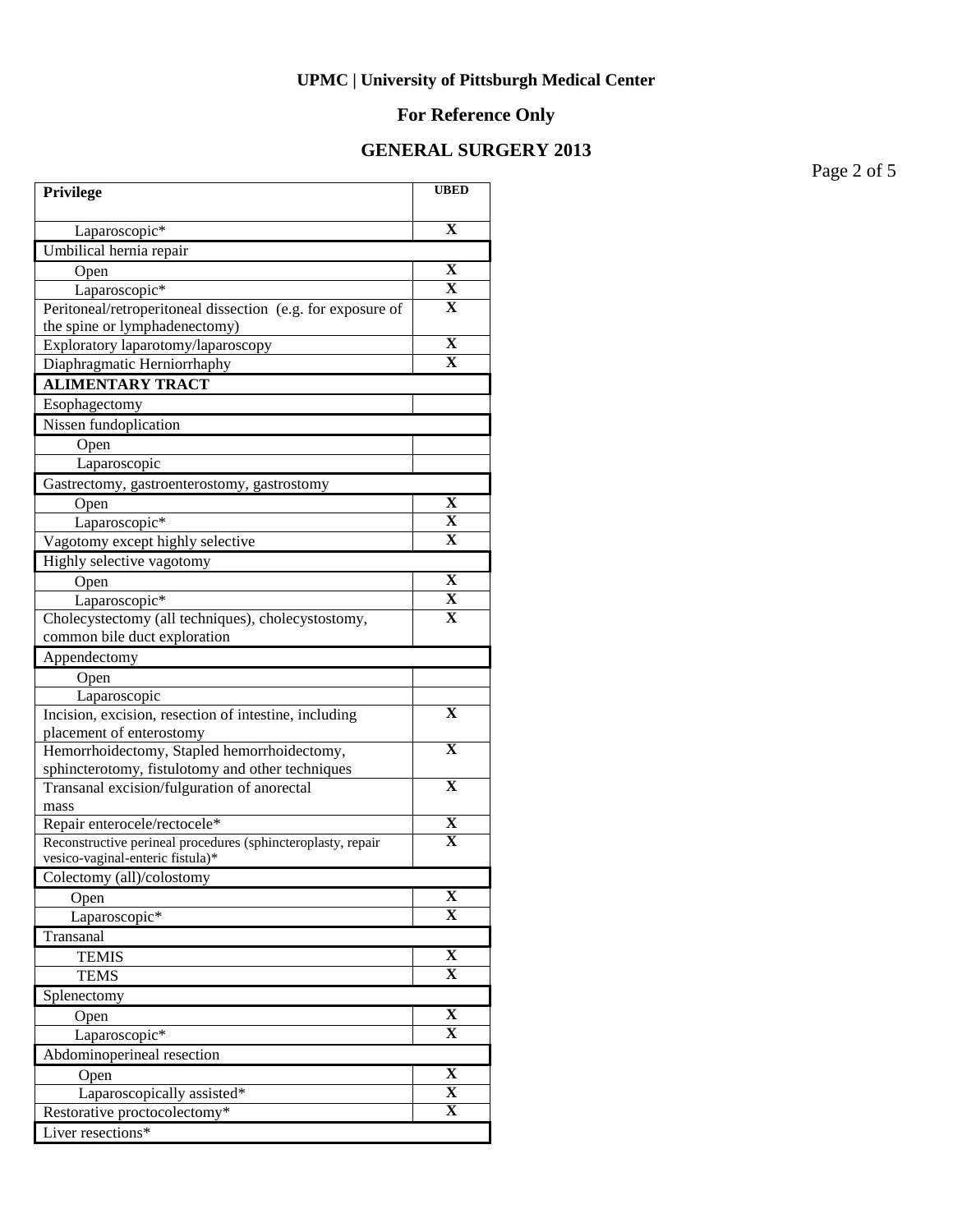**UPMC | University of Pittsburgh Medical Center**

**For Reference Only**

**GENERAL SURGERY 2013**

| Privilege | UBED |
|---|---|
| Laparoscopic* | X |
| Umbilical hernia repair | |
| Open | X |
| Laparoscopic* | X |
| Peritoneal/retroperitoneal dissection (e.g. for exposure of the spine or lymphadenectomy) | X |
| Exploratory laparotomy/laparoscopy | X |
| Diaphragmatic Herniorrhaphy | X |
| **ALIMENTARY TRACT** | |
| Esophagectomy | |
| Nissen fundoplication | |
| Open | |
| Laparoscopic | |
| Gastrectomy, gastroenterostomy, gastrostomy | |
| Open | X |
| Laparoscopic* | X |
| Vagotomy except highly selective | X |
| Highly selective vagotomy | |
| Open | X |
| Laparoscopic* | X |
| Cholecystectomy (all techniques), cholecystostomy, common bile duct exploration | X |
| Appendectomy | |
| Open | |
| Laparoscopic | |
| Incision, excision, resection of intestine, including placement of enterostomy | X |
| Hemorrhoidectomy, Stapled hemorrhoidectomy, sphincterotomy, fistulotomy and other techniques | X |
| Transanal excision/fulguration of anorectal mass | X |
| Repair enterocele/rectocele* | X |
| Reconstructive perineal procedures (sphincteroplasty, repair vesico-vaginal-enteric fistula)* | X |
| Colectomy (all)/colostomy | |
| Open | X |
| Laparoscopic* | X |
| Transanal | |
| TEMIS | X |
| TEMS | X |
| Splenectomy | |
| Open | X |
| Laparoscopic* | X |
| Abdominoperineal resection | |
| Open | X |
| Laparoscopically assisted* | X |
| Restorative proctocolectomy* | X |
| Liver resections* | |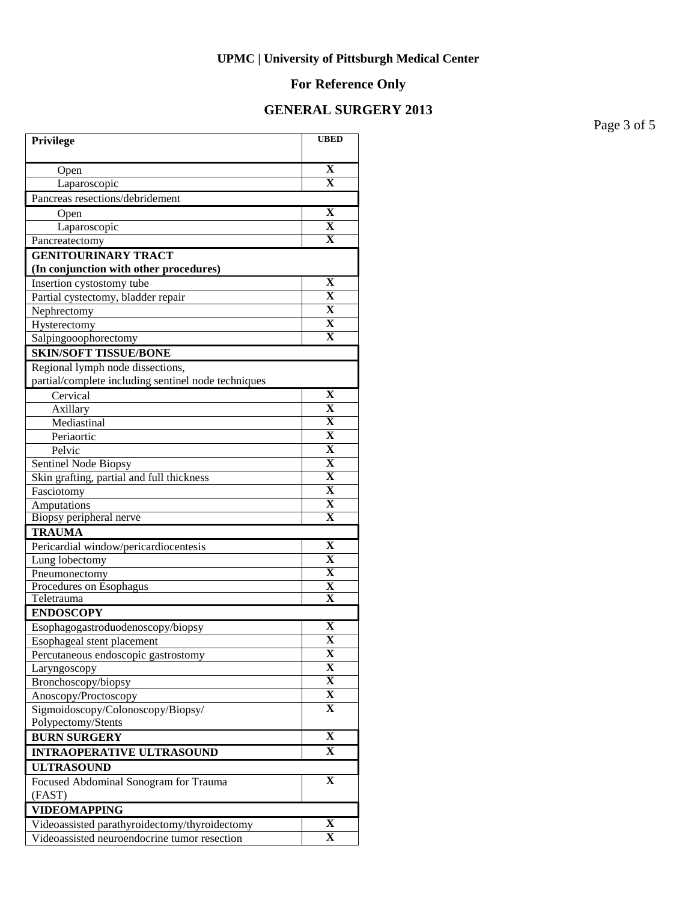**UPMC | University of Pittsburgh Medical Center**

**For Reference Only**

**GENERAL SURGERY 2013**

| Privilege | UBED |
|---|---|
| Open | X |
| Laparoscopic | X |
| Pancreas resections/debridement | |
| Open | X |
| Laparoscopic | X |
| Pancreatectomy | X |
| **GENITOURINARY TRACT (In conjunction with other procedures)** | |
| Insertion cystostomy tube | X |
| Partial cystectomy, bladder repair | X |
| Nephrectomy | X |
| Hysterectomy | X |
| Salpingooophorectomy | X |
| **SKIN/SOFT TISSUE/BONE** | |
| Regional lymph node dissections, partial/complete including sentinel node techniques | |
| Cervical | X |
| Axillary | X |
| Mediastinal | X |
| Periaortic | X |
| Pelvic | X |
| Sentinel Node Biopsy | X |
| Skin grafting, partial and full thickness | X |
| Fasciotomy | X |
| Amputations | X |
| Biopsy peripheral nerve | X |
| **TRAUMA** | |
| Pericardial window/pericardiocentesis | X |
| Lung lobectomy | X |
| Pneumonectomy | X |
| Procedures on Esophagus | X |
| Teletrauma | X |
| **ENDOSCOPY** | |
| Esophagogastroduodenoscopy/biopsy | X |
| Esophageal stent placement | X |
| Percutaneous endoscopic gastrostomy | X |
| Laryngoscopy | X |
| Bronchoscopy/biopsy | X |
| Anoscopy/Proctoscopy | X |
| Sigmoidoscopy/Colonoscopy/Biopsy/ Polypectomy/Stents | X |
| **BURN SURGERY** | X |
| **INTRAOPERATIVE ULTRASOUND** | X |
| **ULTRASOUND** | |
| Focused Abdominal Sonogram for Trauma (FAST) | X |
| **VIDEOMAPPING** | |
| Videoassisted parathyroidectomy/thyroidectomy | X |
| Videoassisted neuroendocrine tumor resection | X |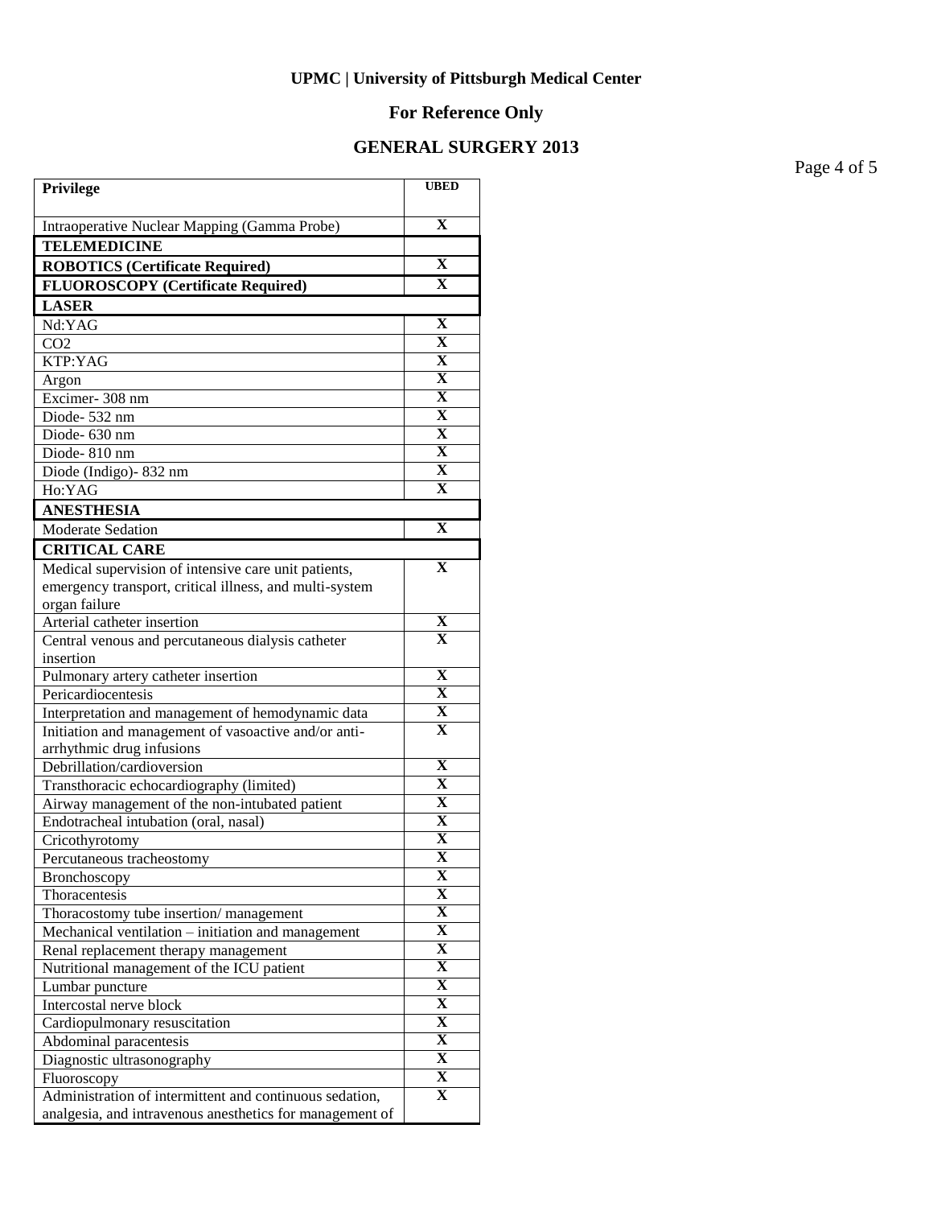**UPMC | University of Pittsburgh Medical Center**

**For Reference Only**

**GENERAL SURGERY 2013**

| Privilege | UBED |
|---|---|
| Intraoperative Nuclear Mapping (Gamma Probe) | X |
| **TELEMEDICINE** | |
| **ROBOTICS (Certificate Required)** | X |
| **FLUOROSCOPY (Certificate Required)** | X |
| **LASER** | |
| Nd:YAG | X |
| CO2 | X |
| KTP:YAG | X |
| Argon | X |
| Excimer- 308 nm | X |
| Diode- 532 nm | X |
| Diode- 630 nm | X |
| Diode- 810 nm | X |
| Diode (Indigo)- 832 nm | X |
| Ho:YAG | X |
| **ANESTHESIA** | |
| Moderate Sedation | X |
| **CRITICAL CARE** | |
| Medical supervision of intensive care unit patients, emergency transport, critical illness, and multi-system organ failure | X |
| Arterial catheter insertion | X |
| Central venous and percutaneous dialysis catheter insertion | X |
| Pulmonary artery catheter insertion | X |
| Pericardiocentesis | X |
| Interpretation and management of hemodynamic data | X |
| Initiation and management of vasoactive and/or anti-arrhythmic drug infusions | X |
| Debrillation/cardioversion | X |
| Transthoracic echocardiography (limited) | X |
| Airway management of the non-intubated patient | X |
| Endotracheal intubation (oral, nasal) | X |
| Cricothyrotomy | X |
| Percutaneous tracheostomy | X |
| Bronchoscopy | X |
| Thoracentesis | X |
| Thoracostomy tube insertion/ management | X |
| Mechanical ventilation – initiation and management | X |
| Renal replacement therapy management | X |
| Nutritional management of the ICU patient | X |
| Lumbar puncture | X |
| Intercostal nerve block | X |
| Cardiopulmonary resuscitation | X |
| Abdominal paracentesis | X |
| Diagnostic ultrasonography | X |
| Fluoroscopy | X |
| Administration of intermittent and continuous sedation, analgesia, and intravenous anesthetics for management of | X |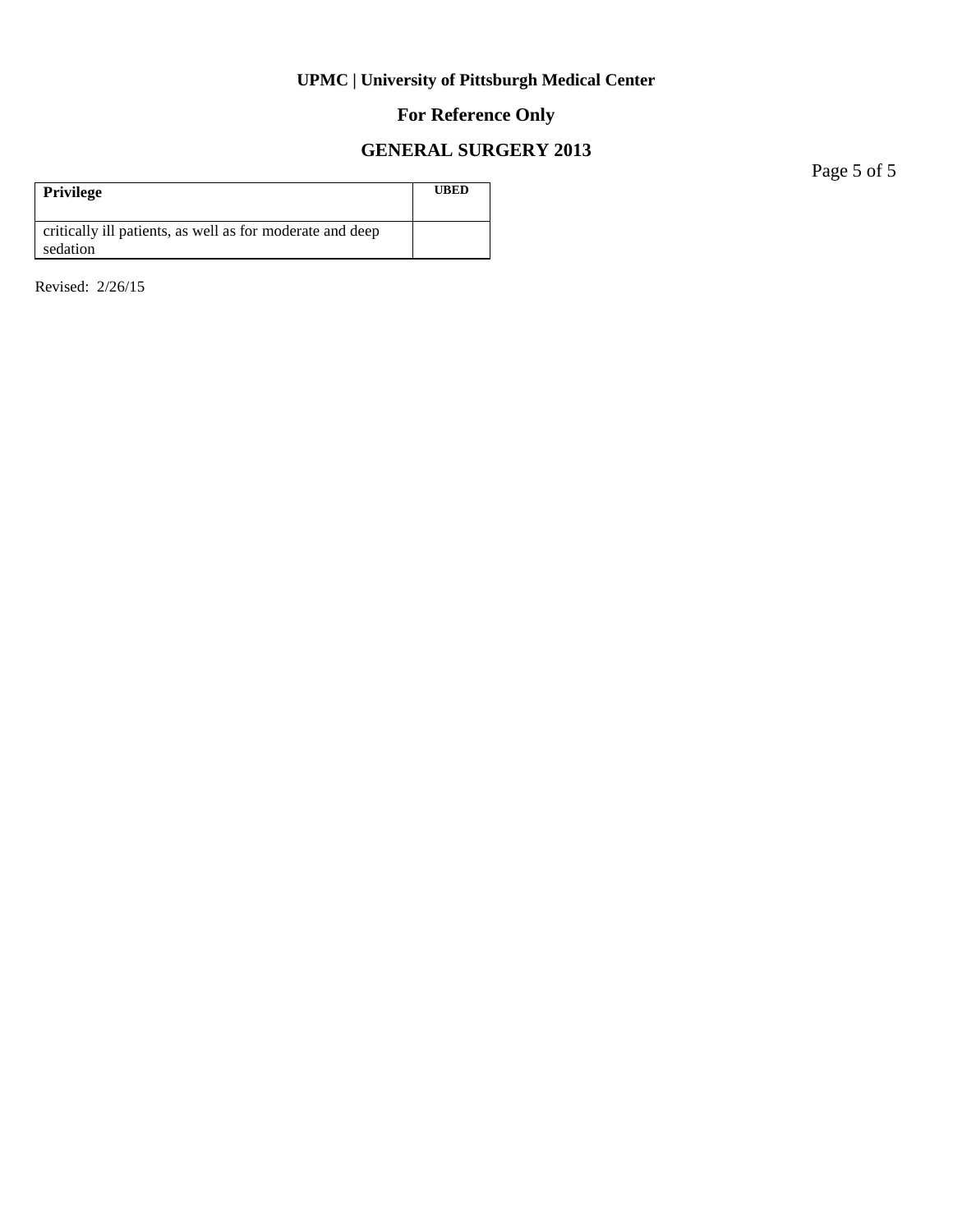| Privilege | UBED |
|---|---|
| critically ill patients, as well as for moderate and deep sedation | |

Revised: 2/26/15